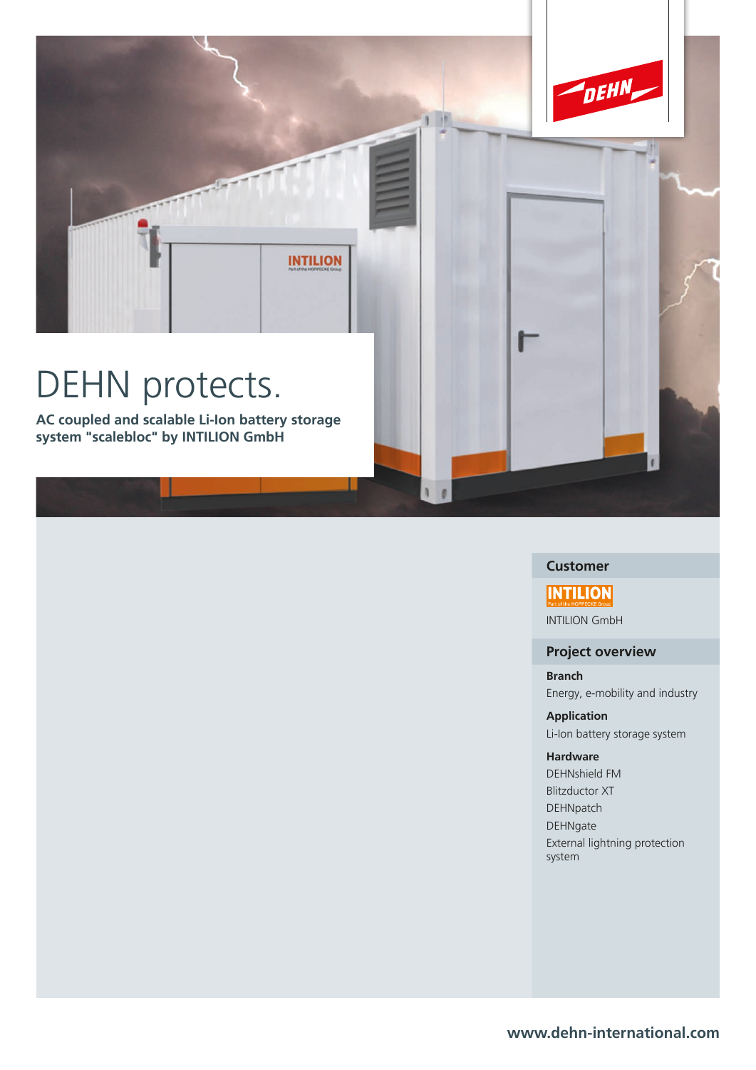# DEHN protects.

**AC coupled and scalable Li-Ion battery storage system "scalebloc" by INTILION GmbH**

## Customer

INTILION GmbH

## Project overview

**Branch**
Energy, e-mobility and industry

**Application**
Li-Ion battery storage system

**Hardware**
DEHNshield FM
Blitzductor XT
DEHNpatch
DEHNgate
External lightning protection system

www.dehn-international.com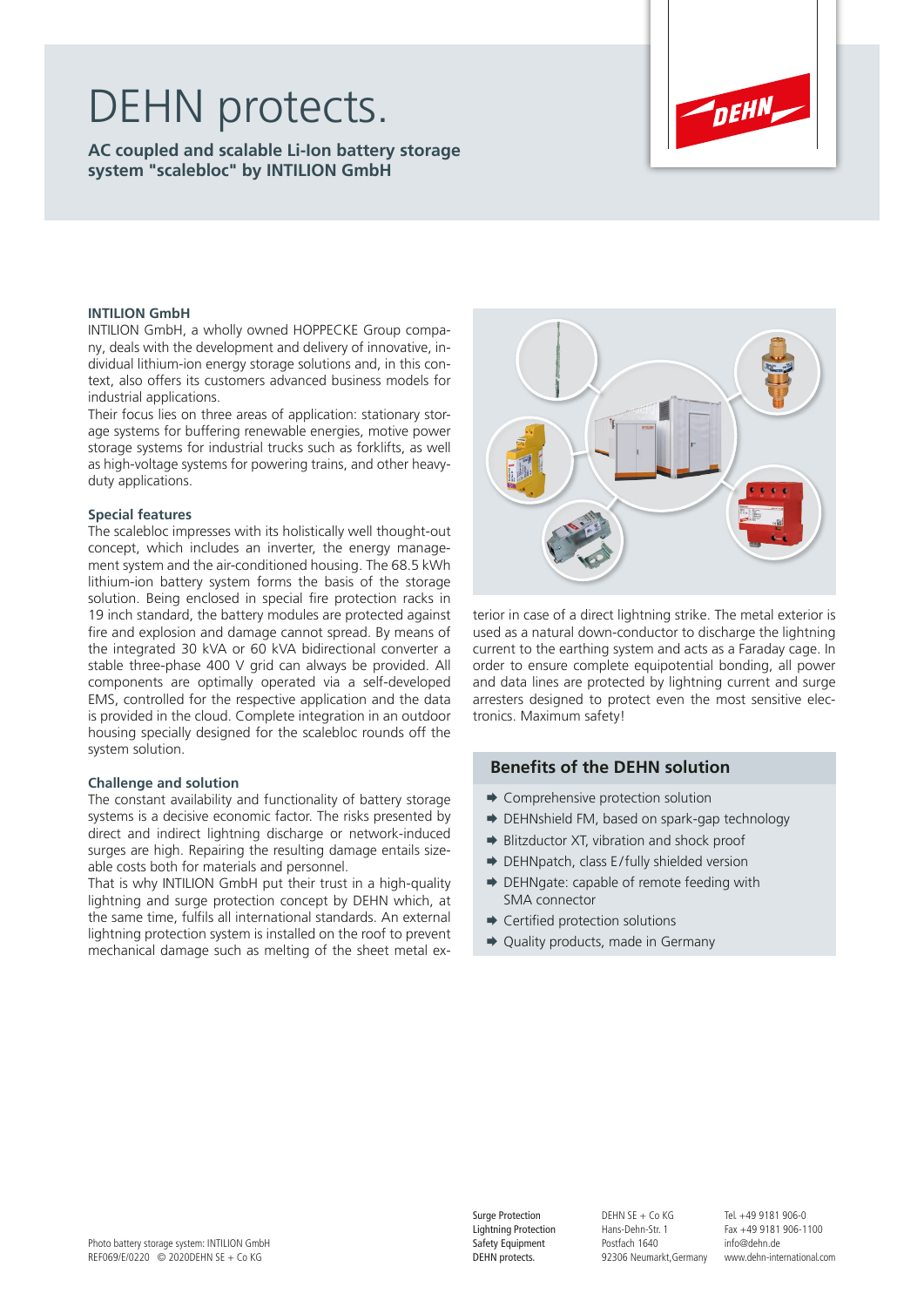# DEHN protects.

**AC coupled and scalable Li-Ion battery storage system "scalebloc" by INTILION GmbH**

### INTILION GmbH

INTILION GmbH, a wholly owned HOPPECKE Group company, deals with the development and delivery of innovative, individual lithium-ion energy storage solutions and, in this context, also offers its customers advanced business models for industrial applications.

Their focus lies on three areas of application: stationary storage systems for buffering renewable energies, motive power storage systems for industrial trucks such as forklifts, as well as high-voltage systems for powering trains, and other heavy-duty applications.

### Special features

The scalebloc impresses with its holistically well thought-out concept, which includes an inverter, the energy management system and the air-conditioned housing. The 68.5 kWh lithium-ion battery system forms the basis of the storage solution. Being enclosed in special fire protection racks in 19 inch standard, the battery modules are protected against fire and explosion and damage cannot spread. By means of the integrated 30 kVA or 60 kVA bidirectional converter a stable three-phase 400 V grid can always be provided. All components are optimally operated via a self-developed EMS, controlled for the respective application and the data is provided in the cloud. Complete integration in an outdoor housing specially designed for the scalebloc rounds off the system solution.

### Challenge and solution

The constant availability and functionality of battery storage systems is a decisive economic factor. The risks presented by direct and indirect lightning discharge or network-induced surges are high. Repairing the resulting damage entails sizeable costs both for materials and personnel.

That is why INTILION GmbH put their trust in a high-quality lightning and surge protection concept by DEHN which, at the same time, fulfils all international standards. An external lightning protection system is installed on the roof to prevent mechanical damage such as melting of the sheet metal exterior in case of a direct lightning strike. The metal exterior is used as a natural down-conductor to discharge the lightning current to the earthing system and acts as a Faraday cage. In order to ensure complete equipotential bonding, all power and data lines are protected by lightning current and surge arresters designed to protect even the most sensitive electronics. Maximum safety!

## Benefits of the DEHN solution

- Comprehensive protection solution
- DEHNshield FM, based on spark-gap technology
- Blitzductor XT, vibration and shock proof
- DEHNpatch, class E/fully shielded version
- DEHNgate: capable of remote feeding with SMA connector
- Certified protection solutions
- Quality products, made in Germany

Photo battery storage system: INTILION GmbH
REF069/E/0220 © 2020DEHN SE + Co KG

Surge Protection
Lightning Protection
Safety Equipment
DEHN protects.

DEHN SE + Co KG
Hans-Dehn-Str. 1
Postfach 1640
92306 Neumarkt,Germany

Tel. +49 9181 906-0
Fax +49 9181 906-1100
info@dehn.de
www.dehn-international.com